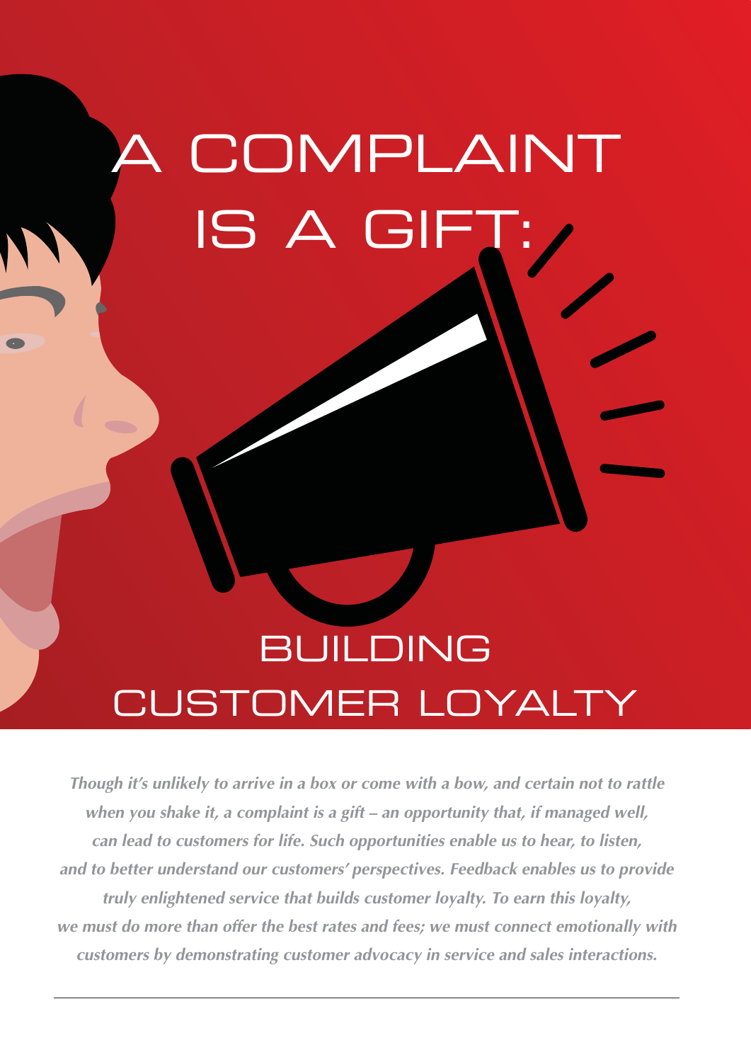# A COMPLAINT IS A GIFT: BUILDING CUSTOMER LOYALTY

*Though it's unlikely to arrive in a box or come with a bow, and certain not to rattle when you shake it, a complaint is a gift – an opportunity that, if managed well, can lead to customers for life. Such opportunities enable us to hear, to listen, and to better understand our customers' perspectives. Feedback enables us to provide truly enlightened service that builds customer loyalty. To earn this loyalty, we must do more than offer the best rates and fees; we must connect emotionally with customers by demonstrating customer advocacy in service and sales interactions.*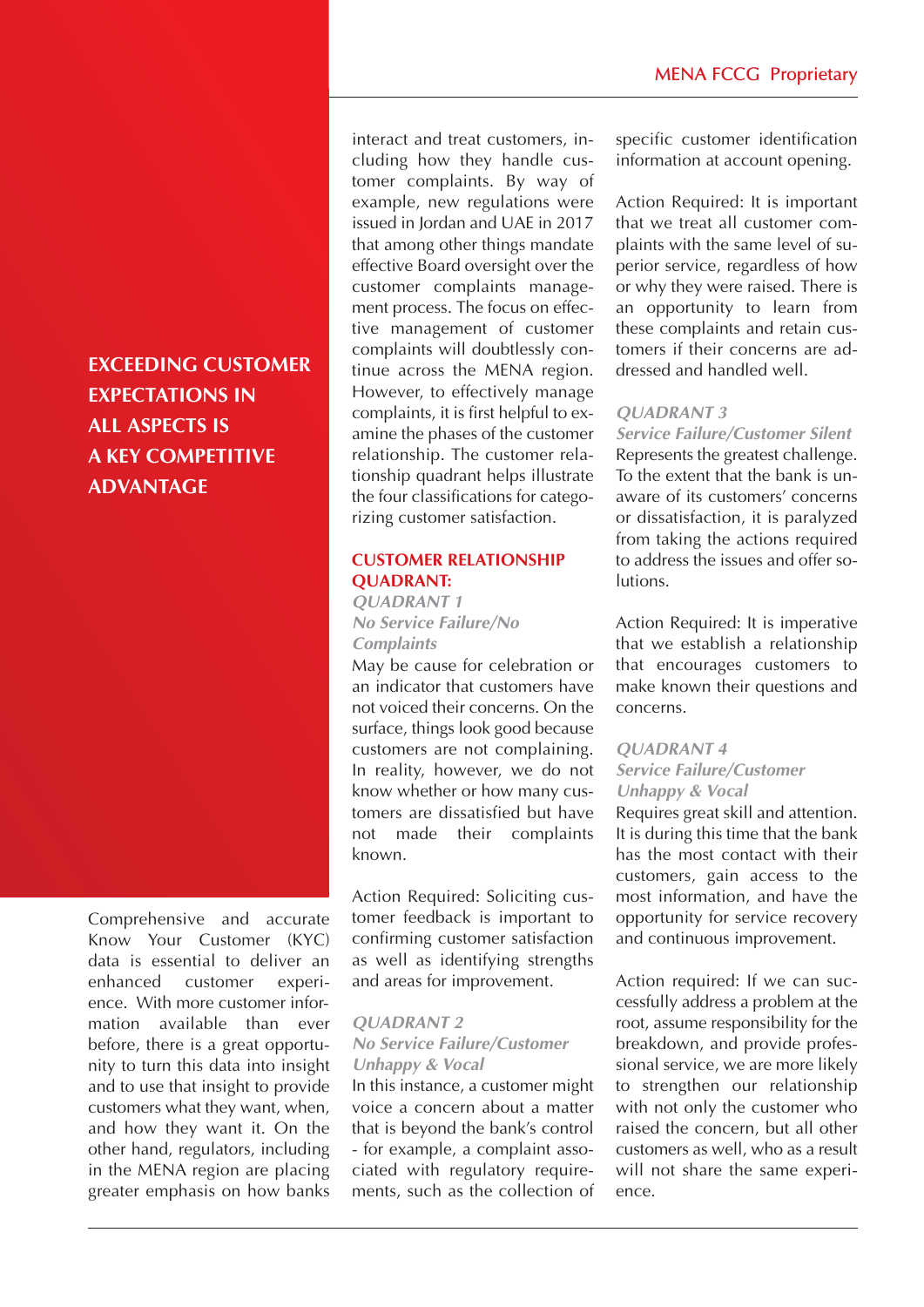## EXCEEDING CUSTOMER EXPECTATIONS IN ALL ASPECTS IS A KEY COMPETITIVE ADVANTAGE

Comprehensive and accurate Know Your Customer (KYC) data is essential to deliver an enhanced customer experience. With more customer information available than ever before, there is a great opportunity to turn this data into insight and to use that insight to provide customers what they want, when, and how they want it. On the other hand, regulators, including in the MENA region are placing greater emphasis on how banks interact and treat customers, including how they handle customer complaints. By way of example, new regulations were issued in Jordan and UAE in 2017 that among other things mandate effective Board oversight over the customer complaints management process. The focus on effective management of customer complaints will doubtlessly continue across the MENA region. However, to effectively manage complaints, it is first helpful to examine the phases of the customer relationship. The customer relationship quadrant helps illustrate the four classifications for categorizing customer satisfaction.

### CUSTOMER RELATIONSHIP QUADRANT:

*QUADRANT 1*
*No Service Failure/No Complaints*

May be cause for celebration or an indicator that customers have not voiced their concerns. On the surface, things look good because customers are not complaining. In reality, however, we do not know whether or how many customers are dissatisfied but have not made their complaints known.

Action Required: Soliciting customer feedback is important to confirming customer satisfaction as well as identifying strengths and areas for improvement.

*QUADRANT 2*
*No Service Failure/Customer Unhappy & Vocal*

In this instance, a customer might voice a concern about a matter that is beyond the bank's control - for example, a complaint associated with regulatory requirements, such as the collection of specific customer identification information at account opening.

Action Required: It is important that we treat all customer complaints with the same level of superior service, regardless of how or why they were raised. There is an opportunity to learn from these complaints and retain customers if their concerns are addressed and handled well.

*QUADRANT 3*
*Service Failure/Customer Silent*

Represents the greatest challenge. To the extent that the bank is unaware of its customers' concerns or dissatisfaction, it is paralyzed from taking the actions required to address the issues and offer solutions.

Action Required: It is imperative that we establish a relationship that encourages customers to make known their questions and concerns.

*QUADRANT 4*
*Service Failure/Customer Unhappy & Vocal*

Requires great skill and attention. It is during this time that the bank has the most contact with their customers, gain access to the most information, and have the opportunity for service recovery and continuous improvement.

Action required: If we can successfully address a problem at the root, assume responsibility for the breakdown, and provide professional service, we are more likely to strengthen our relationship with not only the customer who raised the concern, but all other customers as well, who as a result will not share the same experience.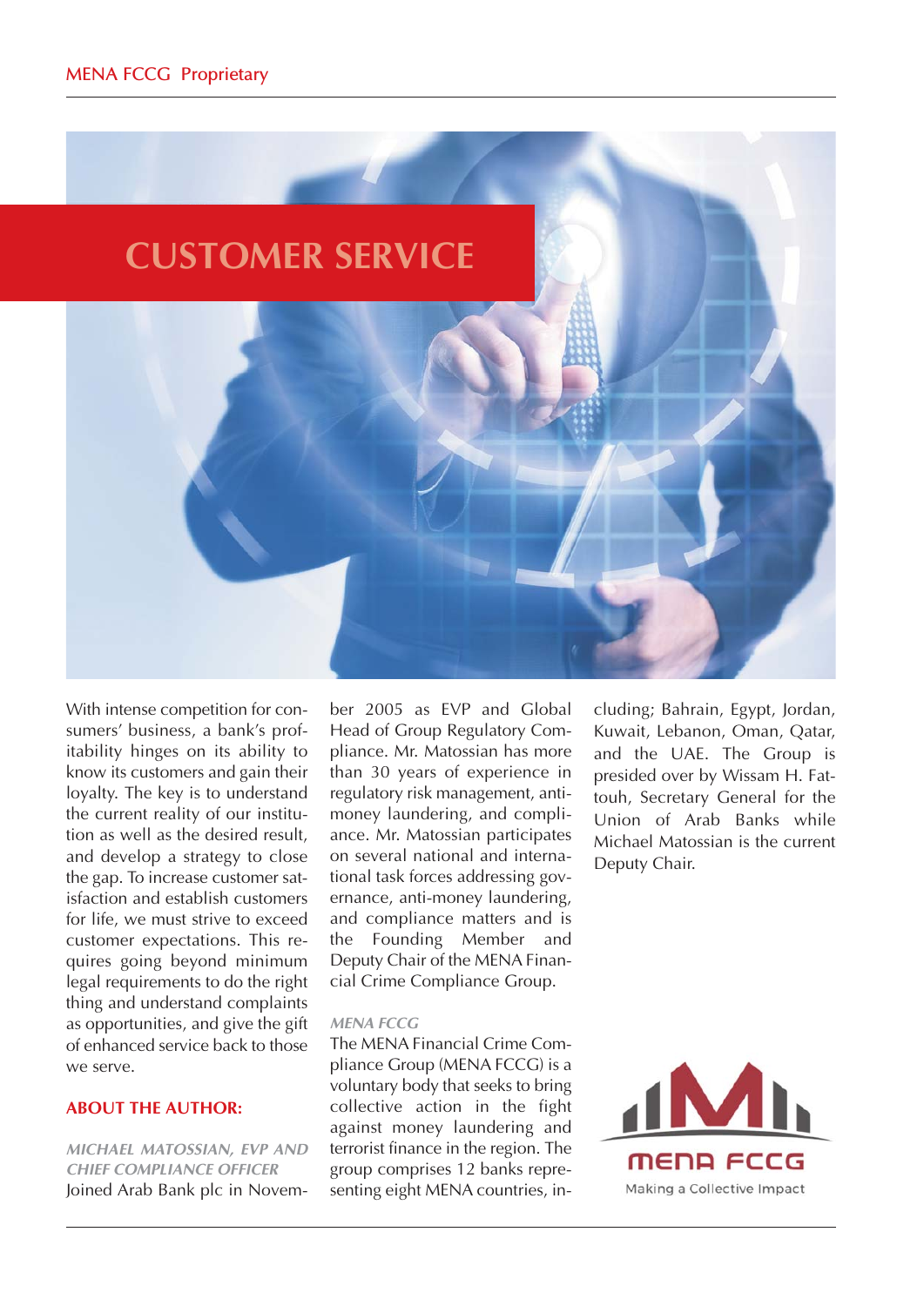# CUSTOMER SERVICE

With intense competition for consumers' business, a bank's profitability hinges on its ability to know its customers and gain their loyalty. The key is to understand the current reality of our institution as well as the desired result, and develop a strategy to close the gap. To increase customer satisfaction and establish customers for life, we must strive to exceed customer expectations. This requires going beyond minimum legal requirements to do the right thing and understand complaints as opportunities, and give the gift of enhanced service back to those we serve.

## ABOUT THE AUTHOR:

*MICHAEL MATOSSIAN, EVP AND CHIEF COMPLIANCE OFFICER*

Joined Arab Bank plc in November 2005 as EVP and Global Head of Group Regulatory Compliance. Mr. Matossian has more than 30 years of experience in regulatory risk management, anti-money laundering, and compliance. Mr. Matossian participates on several national and international task forces addressing governance, anti-money laundering, and compliance matters and is the Founding Member and Deputy Chair of the MENA Financial Crime Compliance Group.

*MENA FCCG*

The MENA Financial Crime Compliance Group (MENA FCCG) is a voluntary body that seeks to bring collective action in the fight against money laundering and terrorist finance in the region. The group comprises 12 banks representing eight MENA countries, including; Bahrain, Egypt, Jordan, Kuwait, Lebanon, Oman, Qatar, and the UAE. The Group is presided over by Wissam H. Fattouh, Secretary General for the Union of Arab Banks while Michael Matossian is the current Deputy Chair.

MENA FCCG

Making a Collective Impact